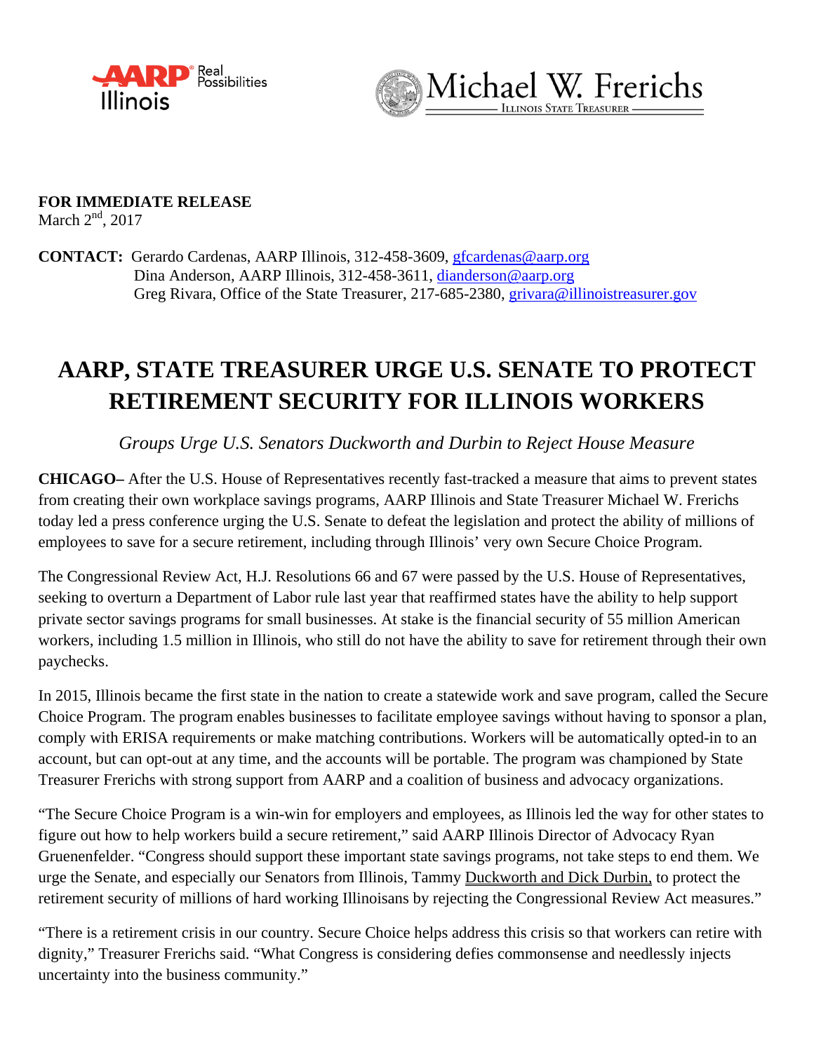AARP Illinois Real Possibilities

Michael W. Frerichs — Illinois State Treasurer

**FOR IMMEDIATE RELEASE**
March 2nd, 2017

**CONTACT:** Gerardo Cardenas, AARP Illinois, 312-458-3609, gfcardenas@aarp.org
Dina Anderson, AARP Illinois, 312-458-3611, dianderson@aarp.org
Greg Rivara, Office of the State Treasurer, 217-685-2380, grivara@illinoistreasurer.gov

# AARP, STATE TREASURER URGE U.S. SENATE TO PROTECT RETIREMENT SECURITY FOR ILLINOIS WORKERS

*Groups Urge U.S. Senators Duckworth and Durbin to Reject House Measure*

**CHICAGO–** After the U.S. House of Representatives recently fast-tracked a measure that aims to prevent states from creating their own workplace savings programs, AARP Illinois and State Treasurer Michael W. Frerichs today led a press conference urging the U.S. Senate to defeat the legislation and protect the ability of millions of employees to save for a secure retirement, including through Illinois' very own Secure Choice Program.

The Congressional Review Act, H.J. Resolutions 66 and 67 were passed by the U.S. House of Representatives, seeking to overturn a Department of Labor rule last year that reaffirmed states have the ability to help support private sector savings programs for small businesses. At stake is the financial security of 55 million American workers, including 1.5 million in Illinois, who still do not have the ability to save for retirement through their own paychecks.

In 2015, Illinois became the first state in the nation to create a statewide work and save program, called the Secure Choice Program. The program enables businesses to facilitate employee savings without having to sponsor a plan, comply with ERISA requirements or make matching contributions. Workers will be automatically opted-in to an account, but can opt-out at any time, and the accounts will be portable. The program was championed by State Treasurer Frerichs with strong support from AARP and a coalition of business and advocacy organizations.

"The Secure Choice Program is a win-win for employers and employees, as Illinois led the way for other states to figure out how to help workers build a secure retirement," said AARP Illinois Director of Advocacy Ryan Gruenenfelder. "Congress should support these important state savings programs, not take steps to end them. We urge the Senate, and especially our Senators from Illinois, Tammy Duckworth and Dick Durbin, to protect the retirement security of millions of hard working Illinoisans by rejecting the Congressional Review Act measures."

"There is a retirement crisis in our country. Secure Choice helps address this crisis so that workers can retire with dignity," Treasurer Frerichs said. "What Congress is considering defies commonsense and needlessly injects uncertainty into the business community."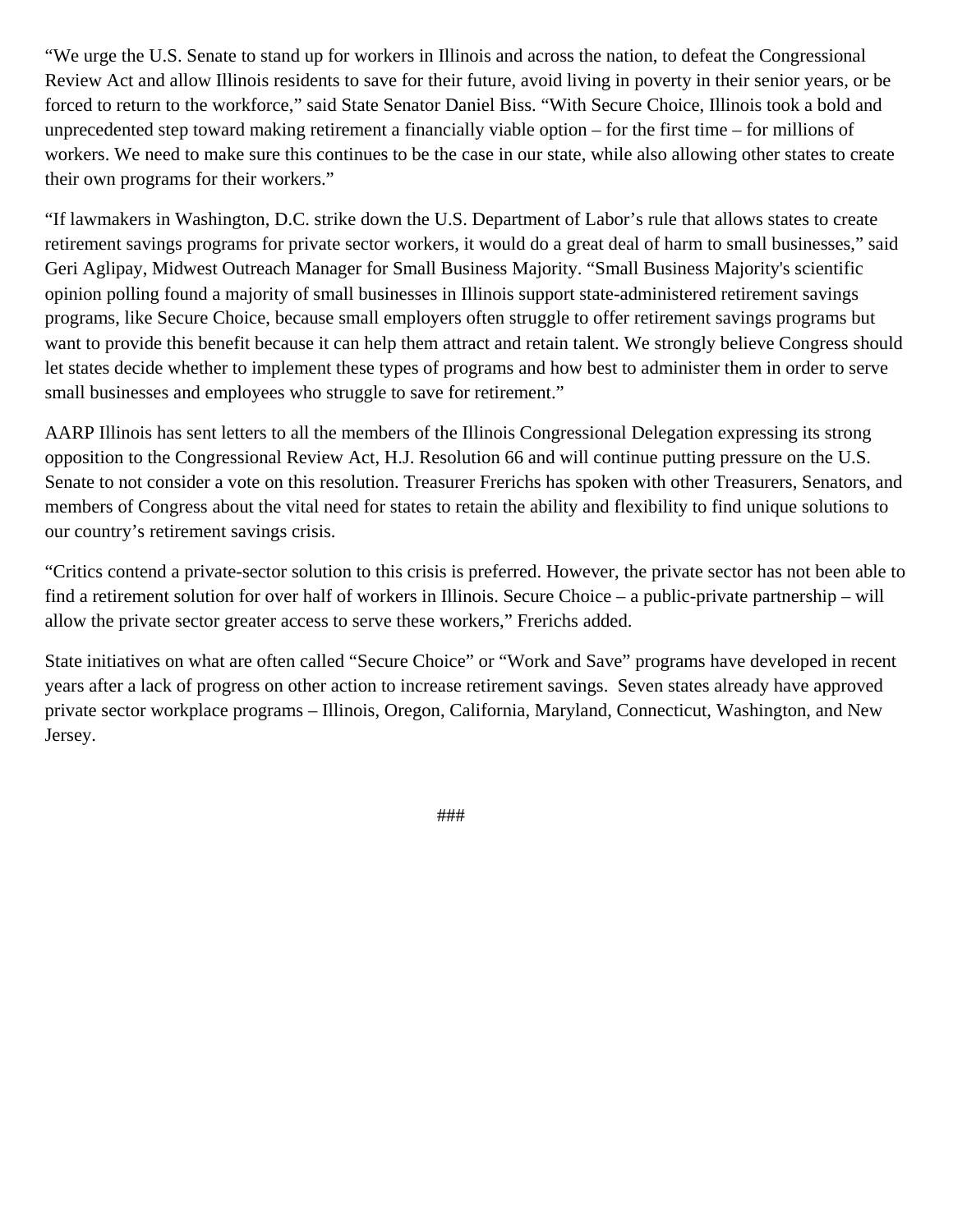"We urge the U.S. Senate to stand up for workers in Illinois and across the nation, to defeat the Congressional Review Act and allow Illinois residents to save for their future, avoid living in poverty in their senior years, or be forced to return to the workforce," said State Senator Daniel Biss. "With Secure Choice, Illinois took a bold and unprecedented step toward making retirement a financially viable option – for the first time – for millions of workers. We need to make sure this continues to be the case in our state, while also allowing other states to create their own programs for their workers."

"If lawmakers in Washington, D.C. strike down the U.S. Department of Labor's rule that allows states to create retirement savings programs for private sector workers, it would do a great deal of harm to small businesses," said Geri Aglipay, Midwest Outreach Manager for Small Business Majority. "Small Business Majority's scientific opinion polling found a majority of small businesses in Illinois support state-administered retirement savings programs, like Secure Choice, because small employers often struggle to offer retirement savings programs but want to provide this benefit because it can help them attract and retain talent. We strongly believe Congress should let states decide whether to implement these types of programs and how best to administer them in order to serve small businesses and employees who struggle to save for retirement."

AARP Illinois has sent letters to all the members of the Illinois Congressional Delegation expressing its strong opposition to the Congressional Review Act, H.J. Resolution 66 and will continue putting pressure on the U.S. Senate to not consider a vote on this resolution. Treasurer Frerichs has spoken with other Treasurers, Senators, and members of Congress about the vital need for states to retain the ability and flexibility to find unique solutions to our country's retirement savings crisis.

"Critics contend a private-sector solution to this crisis is preferred. However, the private sector has not been able to find a retirement solution for over half of workers in Illinois. Secure Choice – a public-private partnership – will allow the private sector greater access to serve these workers," Frerichs added.

State initiatives on what are often called "Secure Choice" or "Work and Save" programs have developed in recent years after a lack of progress on other action to increase retirement savings. Seven states already have approved private sector workplace programs – Illinois, Oregon, California, Maryland, Connecticut, Washington, and New Jersey.

###